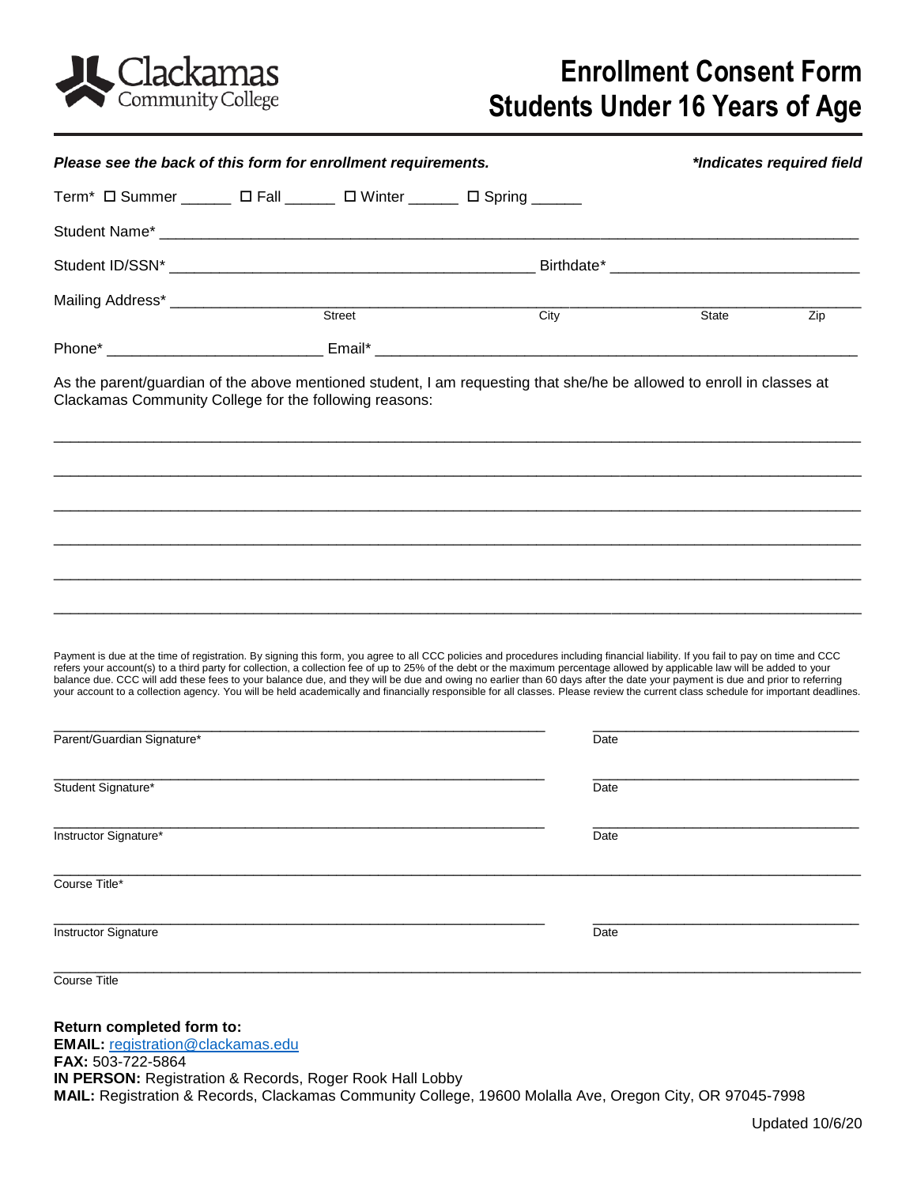Clackamas Community College

# Enrollment Consent Form
# Students Under 16 Years of Age

***Please see the back of this form for enrollment requirements.*** ***\*Indicates required field***

Term* ☐ Summer ______ ☐ Fall ______ ☐ Winter ______ ☐ Spring ______

Student Name* ____________________________________________________________________________

Student ID/SSN* __________________________________________ Birthdate* ____________________________

Mailing Address* __________________________________________________________________________
Street City State Zip

Phone* _________________________ Email* ______________________________________________________

As the parent/guardian of the above mentioned student, I am requesting that she/he be allowed to enroll in classes at Clackamas Community College for the following reasons:

______________________________________________________________________________________________

______________________________________________________________________________________________

______________________________________________________________________________________________

______________________________________________________________________________________________

______________________________________________________________________________________________

______________________________________________________________________________________________

Payment is due at the time of registration. By signing this form, you agree to all CCC policies and procedures including financial liability. If you fail to pay on time and CCC refers your account(s) to a third party for collection, a collection fee of up to 25% of the debt or the maximum percentage allowed by applicable law will be added to your balance due. CCC will add these fees to your balance due, and they will be due and owing no earlier than 60 days after the date your payment is due and prior to referring your account to a collection agency. You will be held academically and financially responsible for all classes. Please review the current class schedule for important deadlines.

__________________________________________________________ ________________________________
Parent/Guardian Signature* Date

__________________________________________________________ ________________________________
Student Signature* Date

__________________________________________________________ ________________________________
Instructor Signature* Date

______________________________________________________________________________________________
Course Title*

__________________________________________________________ ________________________________
Instructor Signature Date

______________________________________________________________________________________________
Course Title

**Return completed form to:**
**EMAIL:** registration@clackamas.edu
**FAX:** 503-722-5864
**IN PERSON:** Registration & Records, Roger Rook Hall Lobby
**MAIL:** Registration & Records, Clackamas Community College, 19600 Molalla Ave, Oregon City, OR 97045-7998

Updated 10/6/20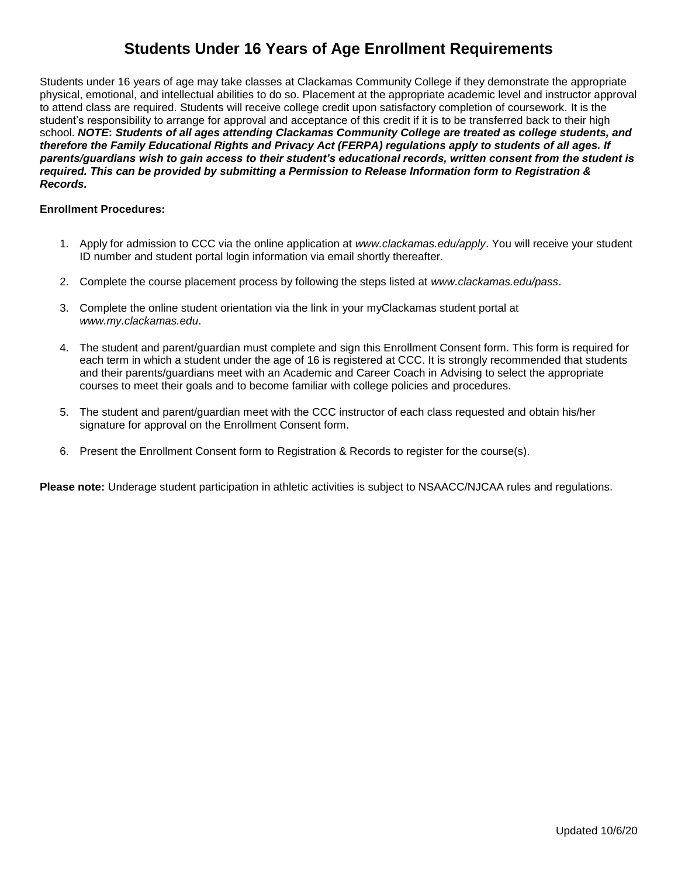# Students Under 16 Years of Age Enrollment Requirements

Students under 16 years of age may take classes at Clackamas Community College if they demonstrate the appropriate physical, emotional, and intellectual abilities to do so. Placement at the appropriate academic level and instructor approval to attend class are required. Students will receive college credit upon satisfactory completion of coursework. It is the student's responsibility to arrange for approval and acceptance of this credit if it is to be transferred back to their high school. ***NOTE*: *Students of all ages attending Clackamas Community College are treated as college students, and therefore the Family Educational Rights and Privacy Act (FERPA) regulations apply to students of all ages. If parents/guardians wish to gain access to their student's educational records, written consent from the student is required. This can be provided by submitting a Permission to Release Information form to Registration & Records.***

**Enrollment Procedures:**

1. Apply for admission to CCC via the online application at *www.clackamas.edu/apply*. You will receive your student ID number and student portal login information via email shortly thereafter.

2. Complete the course placement process by following the steps listed at *www.clackamas.edu/pass*.

3. Complete the online student orientation via the link in your myClackamas student portal at *www.my.clackamas.edu*.

4. The student and parent/guardian must complete and sign this Enrollment Consent form. This form is required for each term in which a student under the age of 16 is registered at CCC. It is strongly recommended that students and their parents/guardians meet with an Academic and Career Coach in Advising to select the appropriate courses to meet their goals and to become familiar with college policies and procedures.

5. The student and parent/guardian meet with the CCC instructor of each class requested and obtain his/her signature for approval on the Enrollment Consent form.

6. Present the Enrollment Consent form to Registration & Records to register for the course(s).

**Please note:** Underage student participation in athletic activities is subject to NSAACC/NJCAA rules and regulations.

Updated 10/6/20